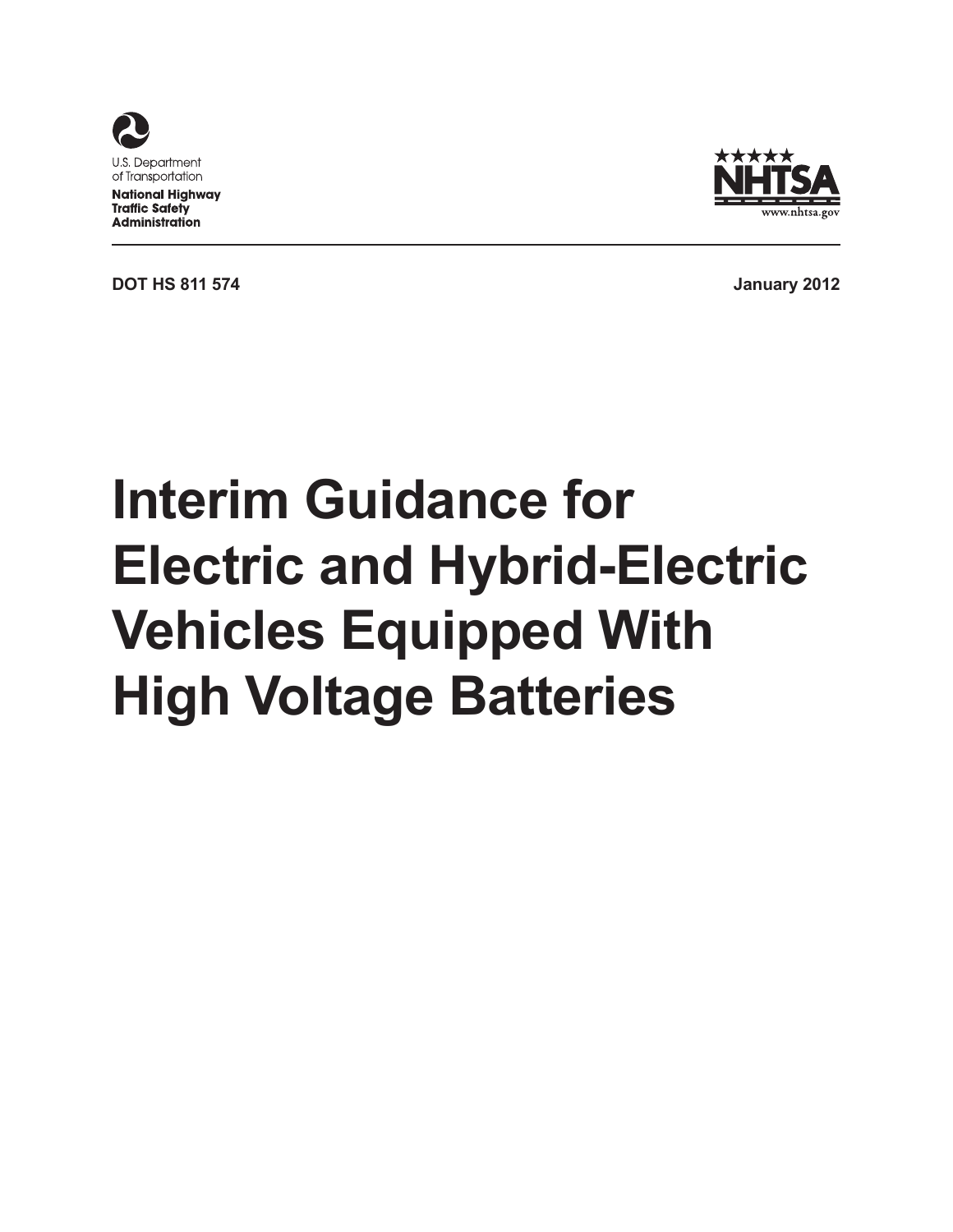U.S. Department of Transportation

**National Highway Traffic Safety Administration**

NHTSA

www.nhtsa.gov

**DOT HS 811 574** **January 2012**

# Interim Guidance for Electric and Hybrid-Electric Vehicles Equipped With High Voltage Batteries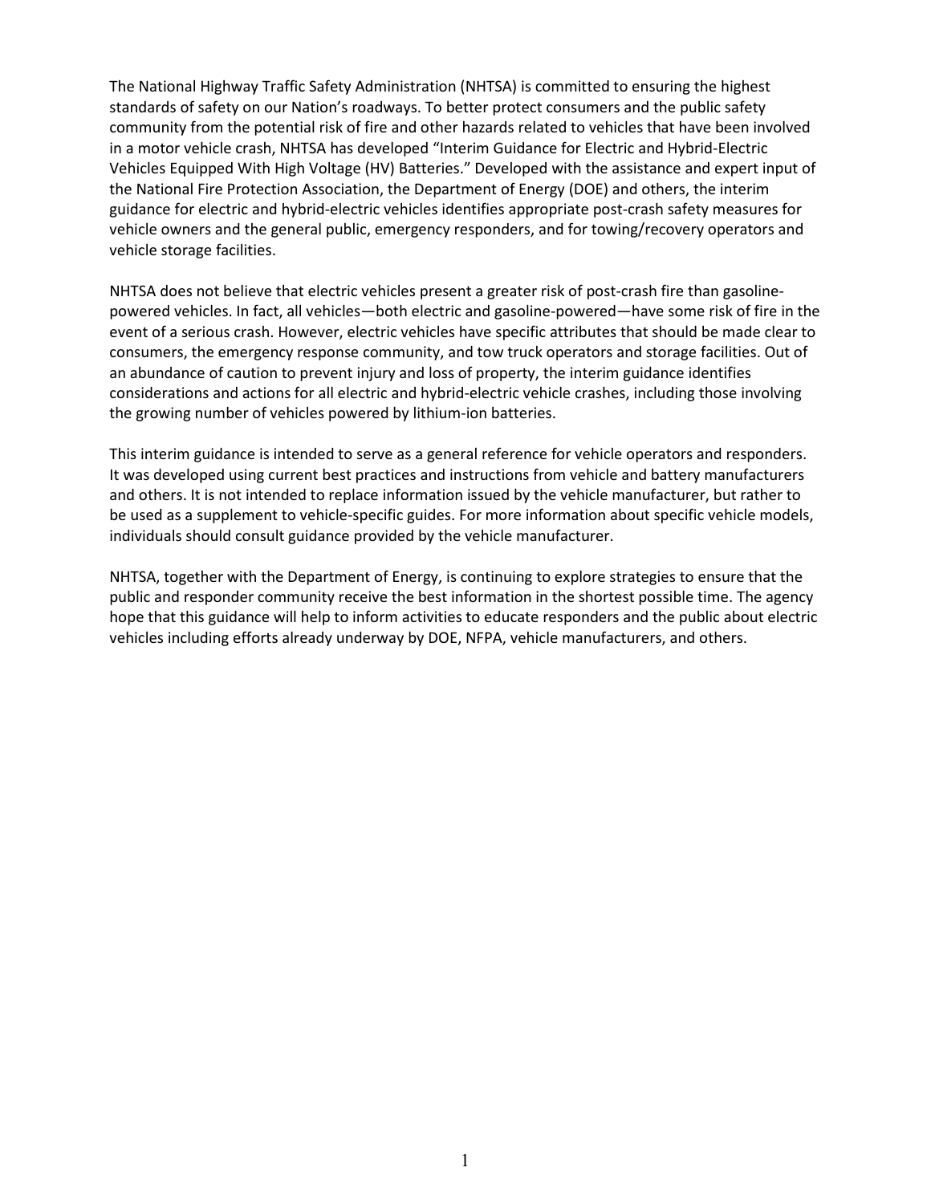The National Highway Traffic Safety Administration (NHTSA) is committed to ensuring the highest standards of safety on our Nation's roadways. To better protect consumers and the public safety community from the potential risk of fire and other hazards related to vehicles that have been involved in a motor vehicle crash, NHTSA has developed "Interim Guidance for Electric and Hybrid-Electric Vehicles Equipped With High Voltage (HV) Batteries." Developed with the assistance and expert input of the National Fire Protection Association, the Department of Energy (DOE) and others, the interim guidance for electric and hybrid-electric vehicles identifies appropriate post-crash safety measures for vehicle owners and the general public, emergency responders, and for towing/recovery operators and vehicle storage facilities.

NHTSA does not believe that electric vehicles present a greater risk of post-crash fire than gasoline-powered vehicles. In fact, all vehicles—both electric and gasoline-powered—have some risk of fire in the event of a serious crash. However, electric vehicles have specific attributes that should be made clear to consumers, the emergency response community, and tow truck operators and storage facilities. Out of an abundance of caution to prevent injury and loss of property, the interim guidance identifies considerations and actions for all electric and hybrid-electric vehicle crashes, including those involving the growing number of vehicles powered by lithium-ion batteries.

This interim guidance is intended to serve as a general reference for vehicle operators and responders. It was developed using current best practices and instructions from vehicle and battery manufacturers and others. It is not intended to replace information issued by the vehicle manufacturer, but rather to be used as a supplement to vehicle-specific guides. For more information about specific vehicle models, individuals should consult guidance provided by the vehicle manufacturer.

NHTSA, together with the Department of Energy, is continuing to explore strategies to ensure that the public and responder community receive the best information in the shortest possible time. The agency hope that this guidance will help to inform activities to educate responders and the public about electric vehicles including efforts already underway by DOE, NFPA, vehicle manufacturers, and others.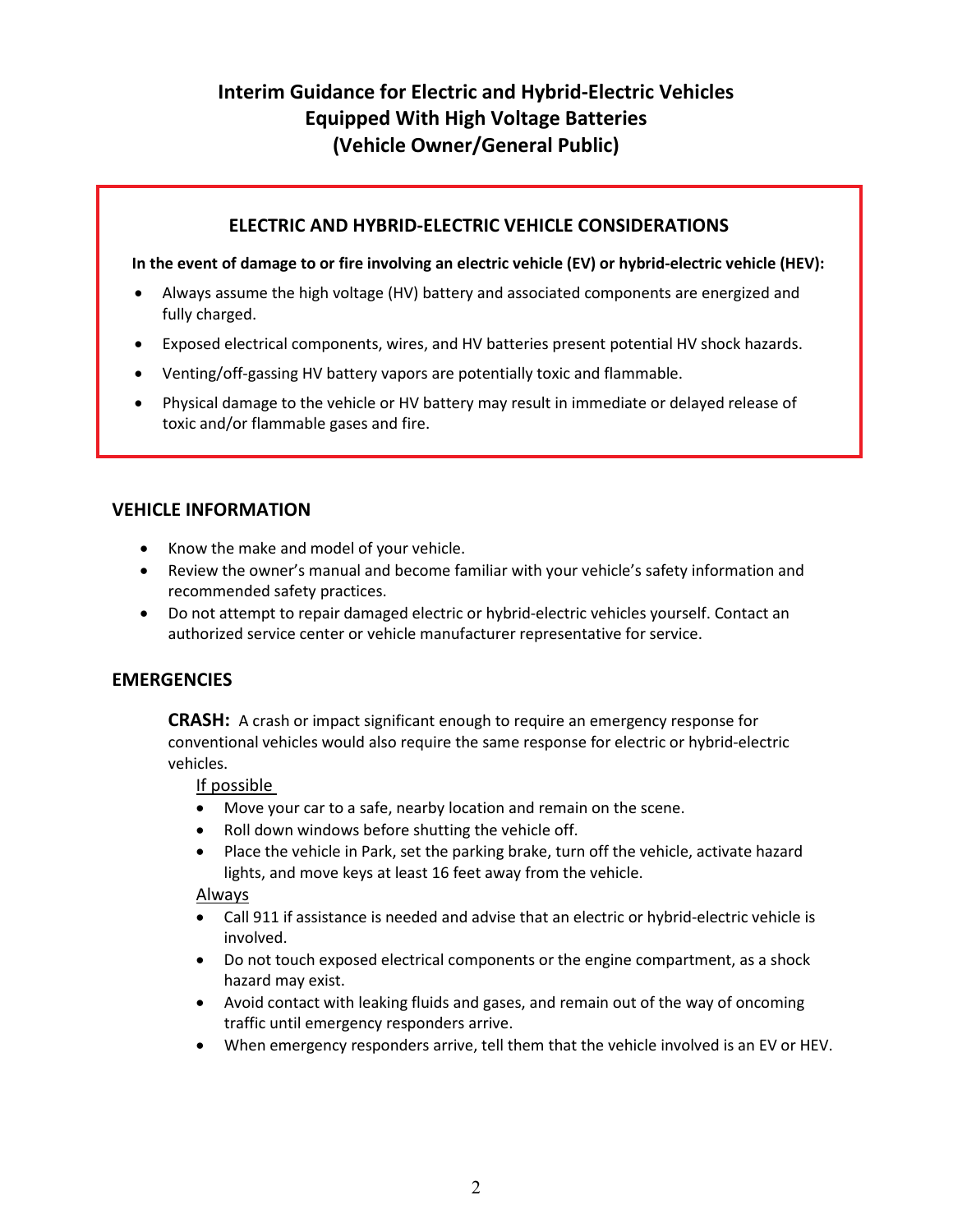# Interim Guidance for Electric and Hybrid-Electric Vehicles Equipped With High Voltage Batteries (Vehicle Owner/General Public)

## ELECTRIC AND HYBRID-ELECTRIC VEHICLE CONSIDERATIONS

**In the event of damage to or fire involving an electric vehicle (EV) or hybrid-electric vehicle (HEV):**

- Always assume the high voltage (HV) battery and associated components are energized and fully charged.
- Exposed electrical components, wires, and HV batteries present potential HV shock hazards.
- Venting/off-gassing HV battery vapors are potentially toxic and flammable.
- Physical damage to the vehicle or HV battery may result in immediate or delayed release of toxic and/or flammable gases and fire.

## VEHICLE INFORMATION

- Know the make and model of your vehicle.
- Review the owner's manual and become familiar with your vehicle's safety information and recommended safety practices.
- Do not attempt to repair damaged electric or hybrid-electric vehicles yourself. Contact an authorized service center or vehicle manufacturer representative for service.

## EMERGENCIES

**CRASH:** A crash or impact significant enough to require an emergency response for conventional vehicles would also require the same response for electric or hybrid-electric vehicles.

If possible

- Move your car to a safe, nearby location and remain on the scene.
- Roll down windows before shutting the vehicle off.
- Place the vehicle in Park, set the parking brake, turn off the vehicle, activate hazard lights, and move keys at least 16 feet away from the vehicle.

Always

- Call 911 if assistance is needed and advise that an electric or hybrid-electric vehicle is involved.
- Do not touch exposed electrical components or the engine compartment, as a shock hazard may exist.
- Avoid contact with leaking fluids and gases, and remain out of the way of oncoming traffic until emergency responders arrive.
- When emergency responders arrive, tell them that the vehicle involved is an EV or HEV.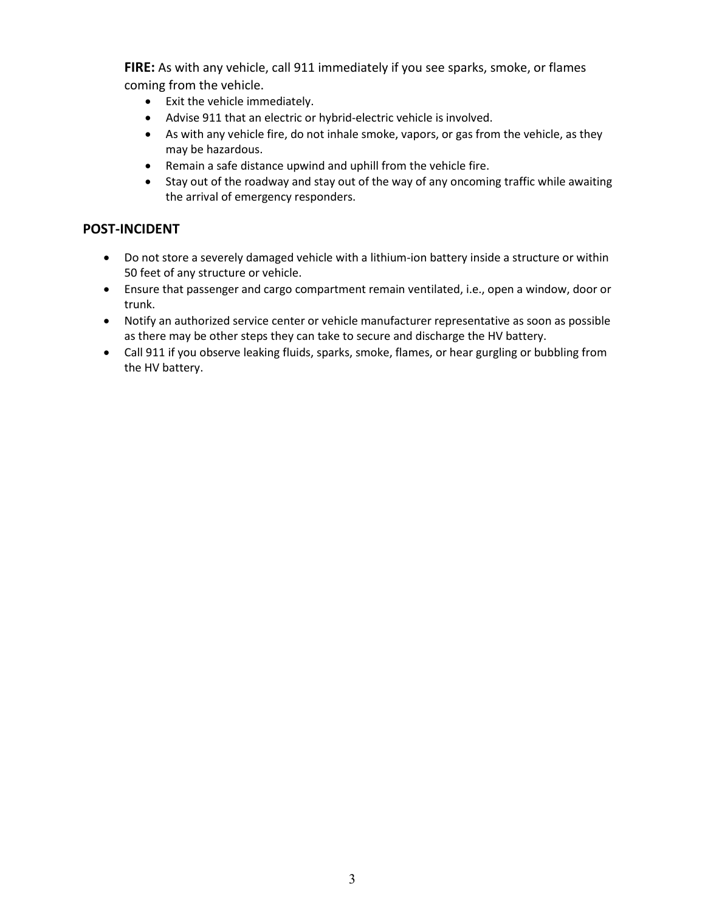**FIRE:** As with any vehicle, call 911 immediately if you see sparks, smoke, or flames coming from the vehicle.

- Exit the vehicle immediately.
- Advise 911 that an electric or hybrid-electric vehicle is involved.
- As with any vehicle fire, do not inhale smoke, vapors, or gas from the vehicle, as they may be hazardous.
- Remain a safe distance upwind and uphill from the vehicle fire.
- Stay out of the roadway and stay out of the way of any oncoming traffic while awaiting the arrival of emergency responders.

## POST-INCIDENT

- Do not store a severely damaged vehicle with a lithium-ion battery inside a structure or within 50 feet of any structure or vehicle.
- Ensure that passenger and cargo compartment remain ventilated, i.e., open a window, door or trunk.
- Notify an authorized service center or vehicle manufacturer representative as soon as possible as there may be other steps they can take to secure and discharge the HV battery.
- Call 911 if you observe leaking fluids, sparks, smoke, flames, or hear gurgling or bubbling from the HV battery.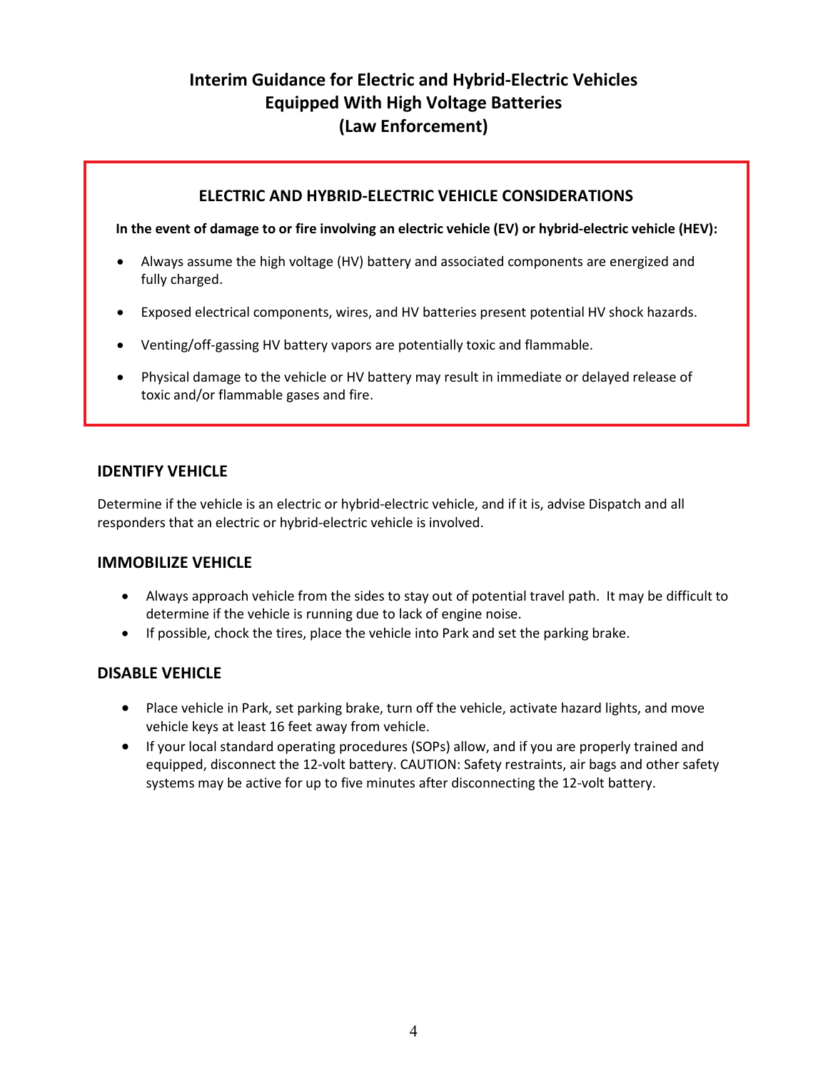# Interim Guidance for Electric and Hybrid-Electric Vehicles Equipped With High Voltage Batteries (Law Enforcement)

## ELECTRIC AND HYBRID-ELECTRIC VEHICLE CONSIDERATIONS

**In the event of damage to or fire involving an electric vehicle (EV) or hybrid-electric vehicle (HEV):**

- Always assume the high voltage (HV) battery and associated components are energized and fully charged.
- Exposed electrical components, wires, and HV batteries present potential HV shock hazards.
- Venting/off-gassing HV battery vapors are potentially toxic and flammable.
- Physical damage to the vehicle or HV battery may result in immediate or delayed release of toxic and/or flammable gases and fire.

## IDENTIFY VEHICLE

Determine if the vehicle is an electric or hybrid-electric vehicle, and if it is, advise Dispatch and all responders that an electric or hybrid-electric vehicle is involved.

## IMMOBILIZE VEHICLE

- Always approach vehicle from the sides to stay out of potential travel path. It may be difficult to determine if the vehicle is running due to lack of engine noise.
- If possible, chock the tires, place the vehicle into Park and set the parking brake.

## DISABLE VEHICLE

- Place vehicle in Park, set parking brake, turn off the vehicle, activate hazard lights, and move vehicle keys at least 16 feet away from vehicle.
- If your local standard operating procedures (SOPs) allow, and if you are properly trained and equipped, disconnect the 12-volt battery. CAUTION: Safety restraints, air bags and other safety systems may be active for up to five minutes after disconnecting the 12-volt battery.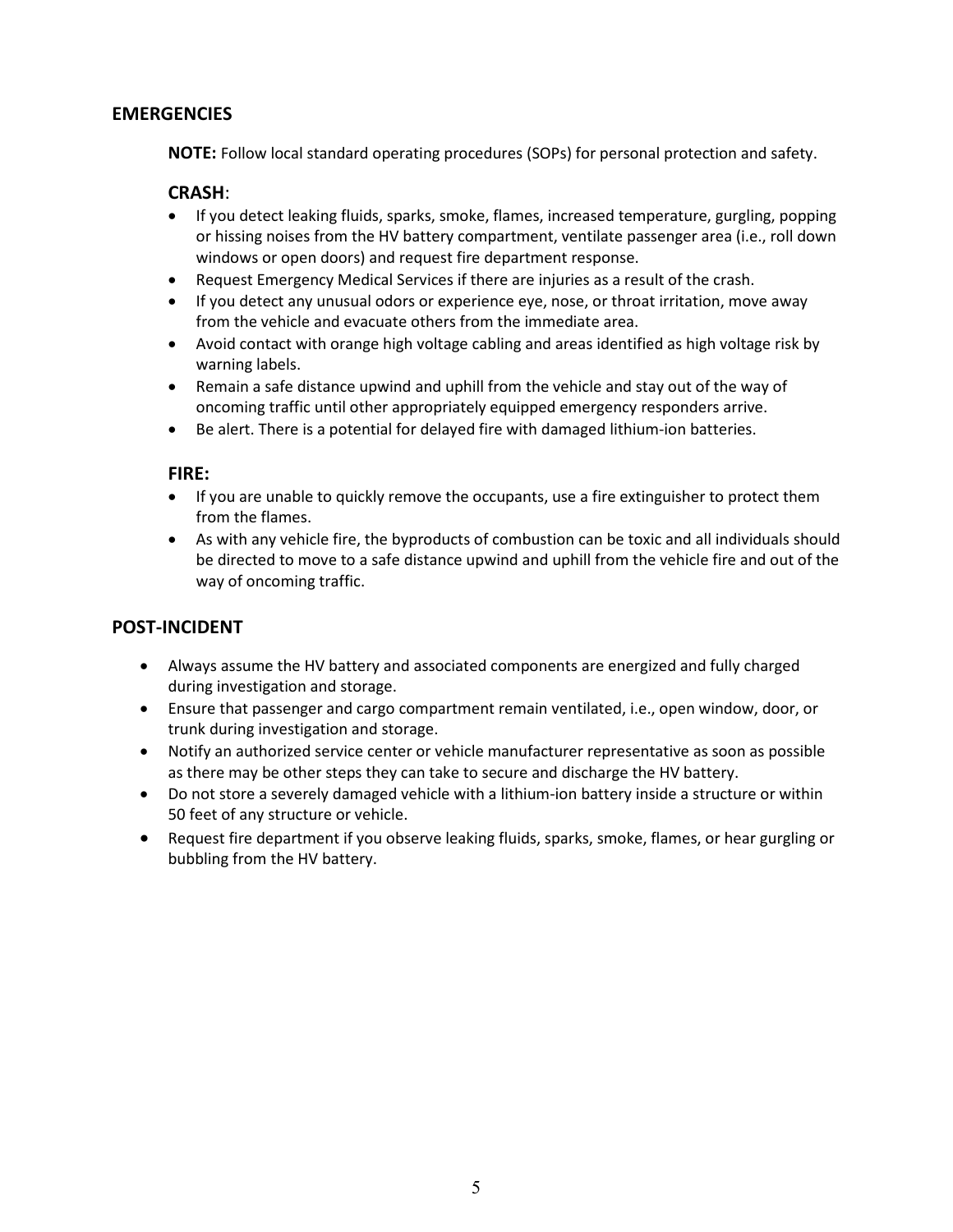## EMERGENCIES

**NOTE:** Follow local standard operating procedures (SOPs) for personal protection and safety.

### CRASH:

- If you detect leaking fluids, sparks, smoke, flames, increased temperature, gurgling, popping or hissing noises from the HV battery compartment, ventilate passenger area (i.e., roll down windows or open doors) and request fire department response.
- Request Emergency Medical Services if there are injuries as a result of the crash.
- If you detect any unusual odors or experience eye, nose, or throat irritation, move away from the vehicle and evacuate others from the immediate area.
- Avoid contact with orange high voltage cabling and areas identified as high voltage risk by warning labels.
- Remain a safe distance upwind and uphill from the vehicle and stay out of the way of oncoming traffic until other appropriately equipped emergency responders arrive.
- Be alert. There is a potential for delayed fire with damaged lithium-ion batteries.

### FIRE:

- If you are unable to quickly remove the occupants, use a fire extinguisher to protect them from the flames.
- As with any vehicle fire, the byproducts of combustion can be toxic and all individuals should be directed to move to a safe distance upwind and uphill from the vehicle fire and out of the way of oncoming traffic.

## POST-INCIDENT

- Always assume the HV battery and associated components are energized and fully charged during investigation and storage.
- Ensure that passenger and cargo compartment remain ventilated, i.e., open window, door, or trunk during investigation and storage.
- Notify an authorized service center or vehicle manufacturer representative as soon as possible as there may be other steps they can take to secure and discharge the HV battery.
- Do not store a severely damaged vehicle with a lithium-ion battery inside a structure or within 50 feet of any structure or vehicle.
- Request fire department if you observe leaking fluids, sparks, smoke, flames, or hear gurgling or bubbling from the HV battery.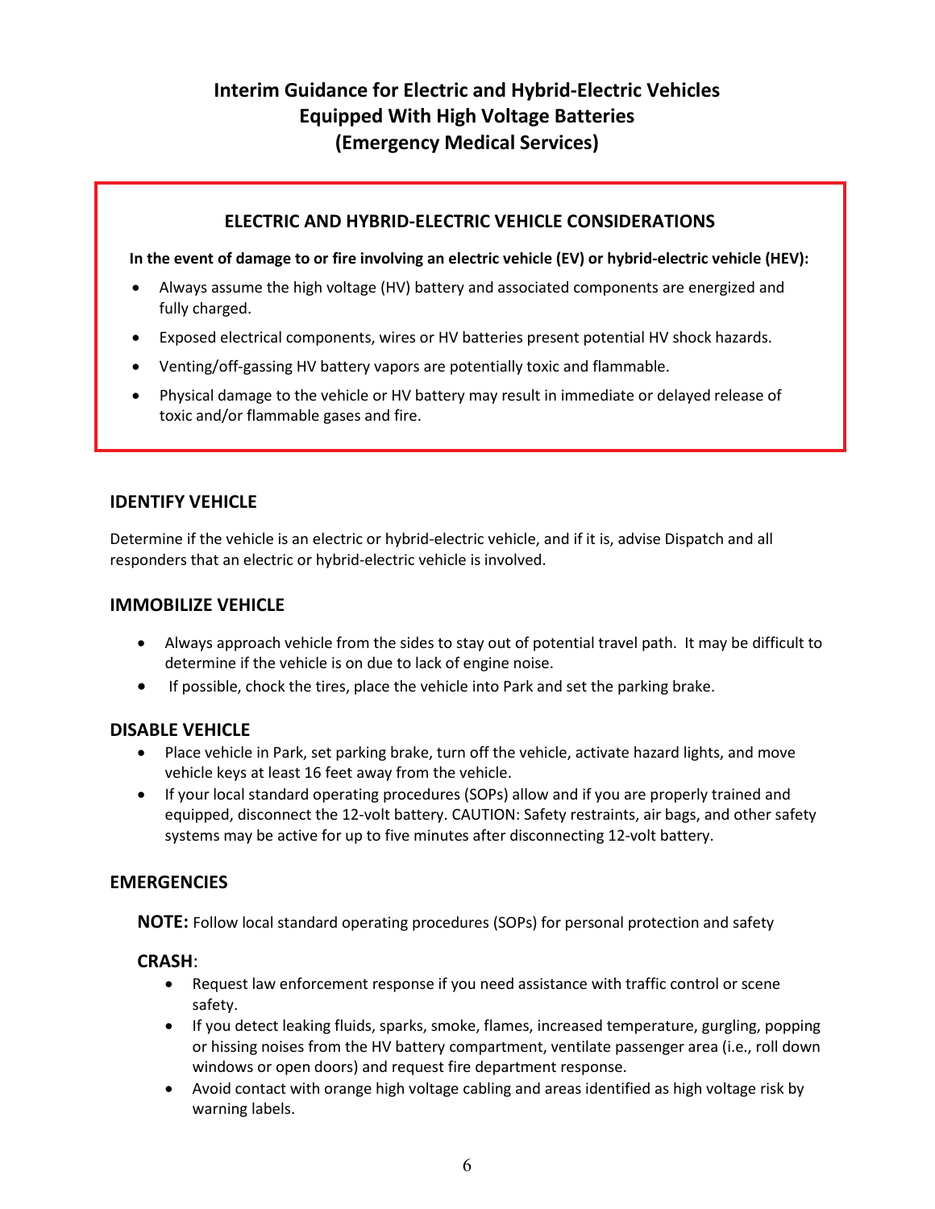# Interim Guidance for Electric and Hybrid-Electric Vehicles Equipped With High Voltage Batteries (Emergency Medical Services)

## ELECTRIC AND HYBRID-ELECTRIC VEHICLE CONSIDERATIONS

**In the event of damage to or fire involving an electric vehicle (EV) or hybrid-electric vehicle (HEV):**

- Always assume the high voltage (HV) battery and associated components are energized and fully charged.
- Exposed electrical components, wires or HV batteries present potential HV shock hazards.
- Venting/off-gassing HV battery vapors are potentially toxic and flammable.
- Physical damage to the vehicle or HV battery may result in immediate or delayed release of toxic and/or flammable gases and fire.

## IDENTIFY VEHICLE

Determine if the vehicle is an electric or hybrid-electric vehicle, and if it is, advise Dispatch and all responders that an electric or hybrid-electric vehicle is involved.

## IMMOBILIZE VEHICLE

- Always approach vehicle from the sides to stay out of potential travel path. It may be difficult to determine if the vehicle is on due to lack of engine noise.
- If possible, chock the tires, place the vehicle into Park and set the parking brake.

## DISABLE VEHICLE

- Place vehicle in Park, set parking brake, turn off the vehicle, activate hazard lights, and move vehicle keys at least 16 feet away from the vehicle.
- If your local standard operating procedures (SOPs) allow and if you are properly trained and equipped, disconnect the 12-volt battery. CAUTION: Safety restraints, air bags, and other safety systems may be active for up to five minutes after disconnecting 12-volt battery.

## EMERGENCIES

**NOTE:** Follow local standard operating procedures (SOPs) for personal protection and safety

### CRASH:

- Request law enforcement response if you need assistance with traffic control or scene safety.
- If you detect leaking fluids, sparks, smoke, flames, increased temperature, gurgling, popping or hissing noises from the HV battery compartment, ventilate passenger area (i.e., roll down windows or open doors) and request fire department response.
- Avoid contact with orange high voltage cabling and areas identified as high voltage risk by warning labels.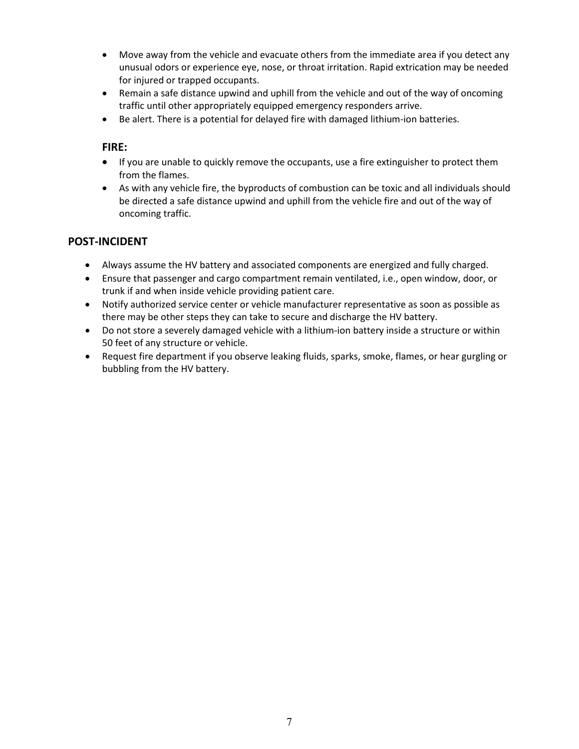- Move away from the vehicle and evacuate others from the immediate area if you detect any unusual odors or experience eye, nose, or throat irritation. Rapid extrication may be needed for injured or trapped occupants.
- Remain a safe distance upwind and uphill from the vehicle and out of the way of oncoming traffic until other appropriately equipped emergency responders arrive.
- Be alert. There is a potential for delayed fire with damaged lithium-ion batteries.

### FIRE:

- If you are unable to quickly remove the occupants, use a fire extinguisher to protect them from the flames.
- As with any vehicle fire, the byproducts of combustion can be toxic and all individuals should be directed a safe distance upwind and uphill from the vehicle fire and out of the way of oncoming traffic.

## POST-INCIDENT

- Always assume the HV battery and associated components are energized and fully charged.
- Ensure that passenger and cargo compartment remain ventilated, i.e., open window, door, or trunk if and when inside vehicle providing patient care.
- Notify authorized service center or vehicle manufacturer representative as soon as possible as there may be other steps they can take to secure and discharge the HV battery.
- Do not store a severely damaged vehicle with a lithium-ion battery inside a structure or within 50 feet of any structure or vehicle.
- Request fire department if you observe leaking fluids, sparks, smoke, flames, or hear gurgling or bubbling from the HV battery.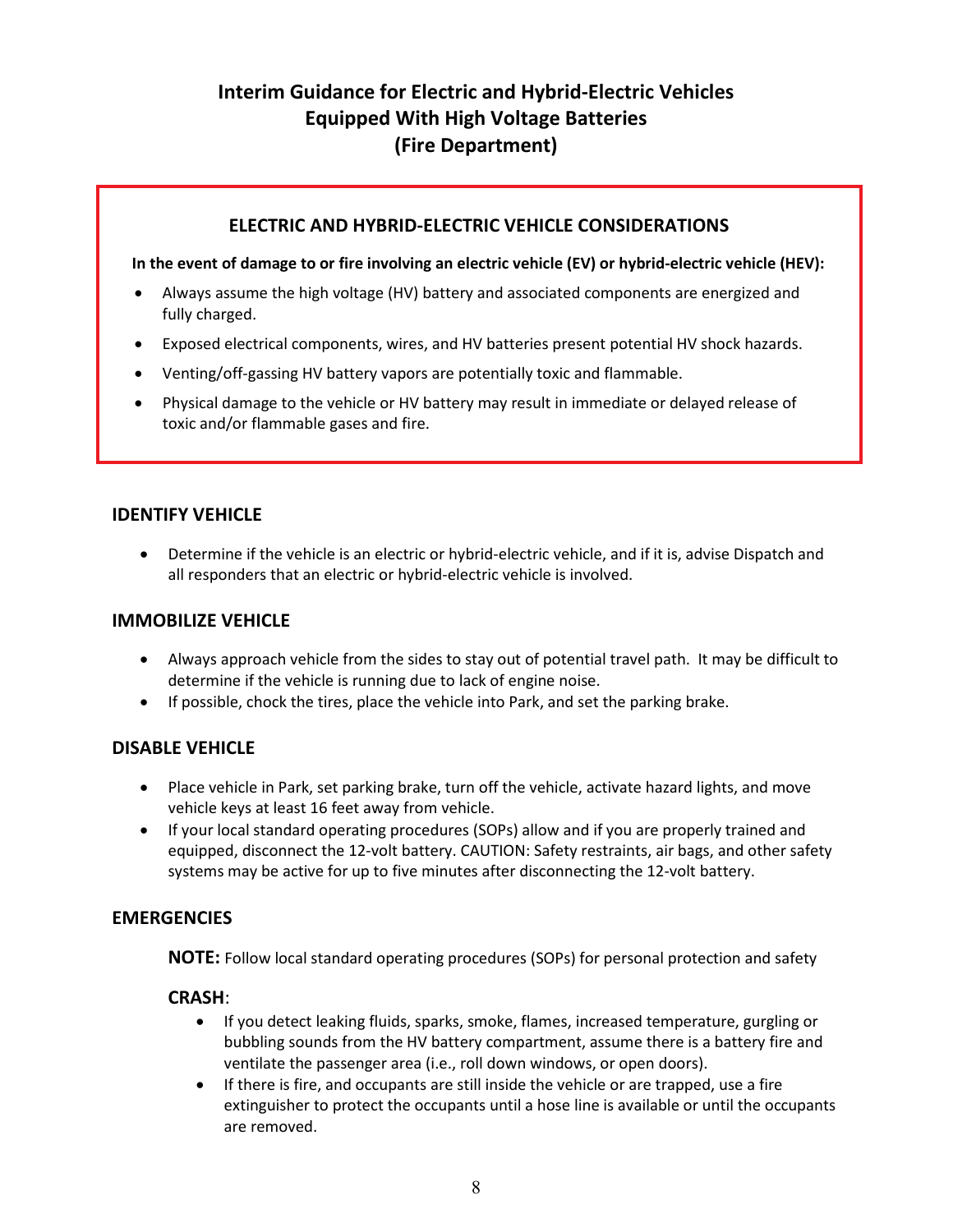# Interim Guidance for Electric and Hybrid-Electric Vehicles Equipped With High Voltage Batteries (Fire Department)

## ELECTRIC AND HYBRID-ELECTRIC VEHICLE CONSIDERATIONS

**In the event of damage to or fire involving an electric vehicle (EV) or hybrid-electric vehicle (HEV):**

- Always assume the high voltage (HV) battery and associated components are energized and fully charged.
- Exposed electrical components, wires, and HV batteries present potential HV shock hazards.
- Venting/off-gassing HV battery vapors are potentially toxic and flammable.
- Physical damage to the vehicle or HV battery may result in immediate or delayed release of toxic and/or flammable gases and fire.

## IDENTIFY VEHICLE

- Determine if the vehicle is an electric or hybrid-electric vehicle, and if it is, advise Dispatch and all responders that an electric or hybrid-electric vehicle is involved.

## IMMOBILIZE VEHICLE

- Always approach vehicle from the sides to stay out of potential travel path. It may be difficult to determine if the vehicle is running due to lack of engine noise.
- If possible, chock the tires, place the vehicle into Park, and set the parking brake.

## DISABLE VEHICLE

- Place vehicle in Park, set parking brake, turn off the vehicle, activate hazard lights, and move vehicle keys at least 16 feet away from vehicle.
- If your local standard operating procedures (SOPs) allow and if you are properly trained and equipped, disconnect the 12-volt battery. CAUTION: Safety restraints, air bags, and other safety systems may be active for up to five minutes after disconnecting the 12-volt battery.

## EMERGENCIES

**NOTE:** Follow local standard operating procedures (SOPs) for personal protection and safety

### CRASH:

- If you detect leaking fluids, sparks, smoke, flames, increased temperature, gurgling or bubbling sounds from the HV battery compartment, assume there is a battery fire and ventilate the passenger area (i.e., roll down windows, or open doors).
- If there is fire, and occupants are still inside the vehicle or are trapped, use a fire extinguisher to protect the occupants until a hose line is available or until the occupants are removed.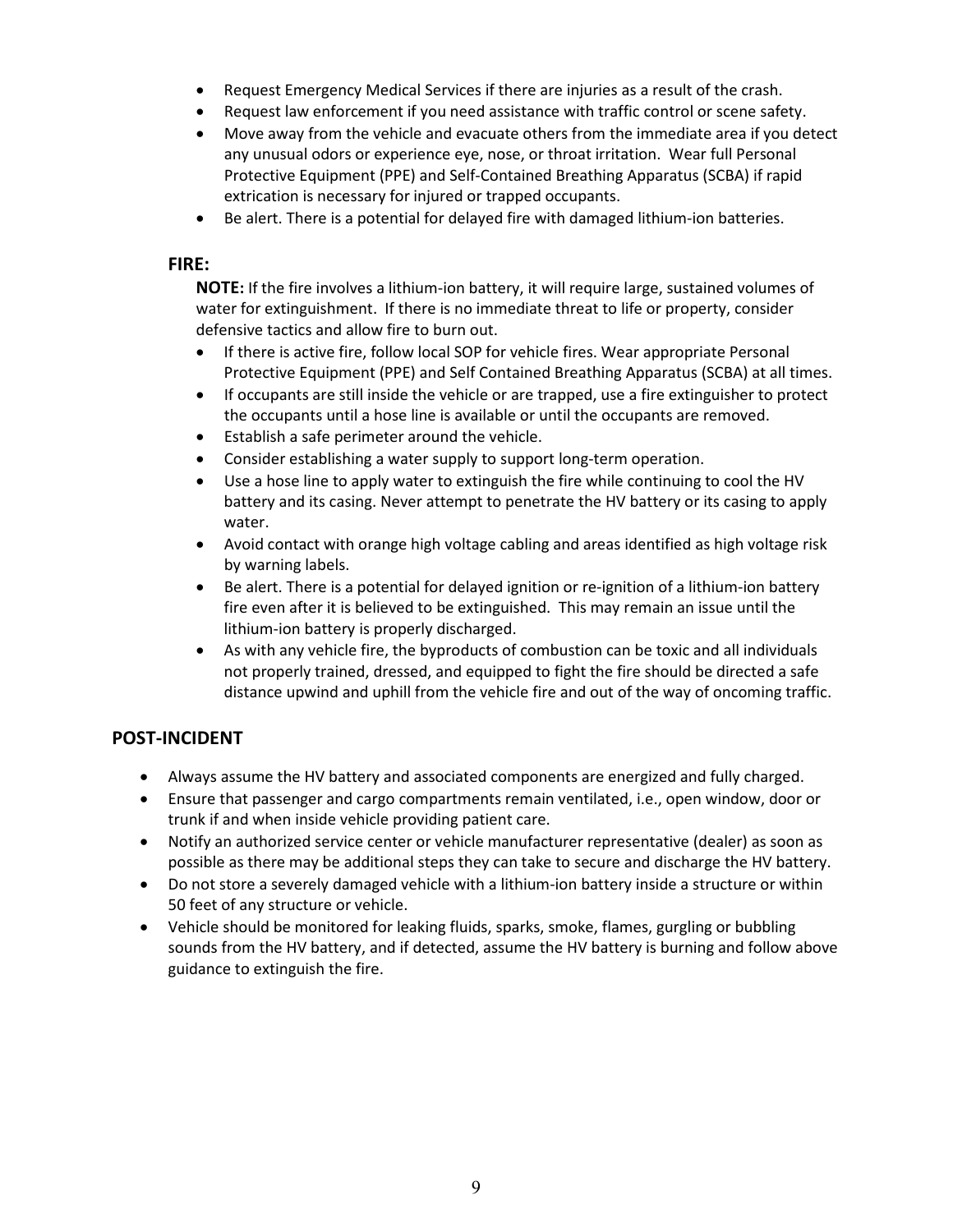- Request Emergency Medical Services if there are injuries as a result of the crash.
- Request law enforcement if you need assistance with traffic control or scene safety.
- Move away from the vehicle and evacuate others from the immediate area if you detect any unusual odors or experience eye, nose, or throat irritation. Wear full Personal Protective Equipment (PPE) and Self-Contained Breathing Apparatus (SCBA) if rapid extrication is necessary for injured or trapped occupants.
- Be alert. There is a potential for delayed fire with damaged lithium-ion batteries.

### FIRE:

**NOTE:** If the fire involves a lithium-ion battery, it will require large, sustained volumes of water for extinguishment. If there is no immediate threat to life or property, consider defensive tactics and allow fire to burn out.

- If there is active fire, follow local SOP for vehicle fires. Wear appropriate Personal Protective Equipment (PPE) and Self Contained Breathing Apparatus (SCBA) at all times.
- If occupants are still inside the vehicle or are trapped, use a fire extinguisher to protect the occupants until a hose line is available or until the occupants are removed.
- Establish a safe perimeter around the vehicle.
- Consider establishing a water supply to support long-term operation.
- Use a hose line to apply water to extinguish the fire while continuing to cool the HV battery and its casing. Never attempt to penetrate the HV battery or its casing to apply water.
- Avoid contact with orange high voltage cabling and areas identified as high voltage risk by warning labels.
- Be alert. There is a potential for delayed ignition or re-ignition of a lithium-ion battery fire even after it is believed to be extinguished. This may remain an issue until the lithium-ion battery is properly discharged.
- As with any vehicle fire, the byproducts of combustion can be toxic and all individuals not properly trained, dressed, and equipped to fight the fire should be directed a safe distance upwind and uphill from the vehicle fire and out of the way of oncoming traffic.

## POST-INCIDENT

- Always assume the HV battery and associated components are energized and fully charged.
- Ensure that passenger and cargo compartments remain ventilated, i.e., open window, door or trunk if and when inside vehicle providing patient care.
- Notify an authorized service center or vehicle manufacturer representative (dealer) as soon as possible as there may be additional steps they can take to secure and discharge the HV battery.
- Do not store a severely damaged vehicle with a lithium-ion battery inside a structure or within 50 feet of any structure or vehicle.
- Vehicle should be monitored for leaking fluids, sparks, smoke, flames, gurgling or bubbling sounds from the HV battery, and if detected, assume the HV battery is burning and follow above guidance to extinguish the fire.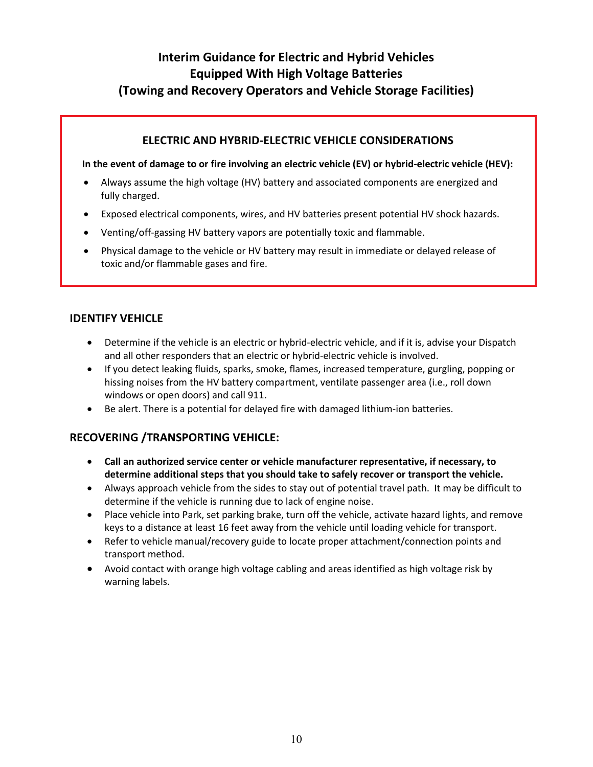# Interim Guidance for Electric and Hybrid Vehicles Equipped With High Voltage Batteries (Towing and Recovery Operators and Vehicle Storage Facilities)

## ELECTRIC AND HYBRID-ELECTRIC VEHICLE CONSIDERATIONS

**In the event of damage to or fire involving an electric vehicle (EV) or hybrid-electric vehicle (HEV):**

- Always assume the high voltage (HV) battery and associated components are energized and fully charged.
- Exposed electrical components, wires, and HV batteries present potential HV shock hazards.
- Venting/off-gassing HV battery vapors are potentially toxic and flammable.
- Physical damage to the vehicle or HV battery may result in immediate or delayed release of toxic and/or flammable gases and fire.

## IDENTIFY VEHICLE

- Determine if the vehicle is an electric or hybrid-electric vehicle, and if it is, advise your Dispatch and all other responders that an electric or hybrid-electric vehicle is involved.
- If you detect leaking fluids, sparks, smoke, flames, increased temperature, gurgling, popping or hissing noises from the HV battery compartment, ventilate passenger area (i.e., roll down windows or open doors) and call 911.
- Be alert. There is a potential for delayed fire with damaged lithium-ion batteries.

## RECOVERING /TRANSPORTING VEHICLE:

- **Call an authorized service center or vehicle manufacturer representative, if necessary, to determine additional steps that you should take to safely recover or transport the vehicle.**
- Always approach vehicle from the sides to stay out of potential travel path. It may be difficult to determine if the vehicle is running due to lack of engine noise.
- Place vehicle into Park, set parking brake, turn off the vehicle, activate hazard lights, and remove keys to a distance at least 16 feet away from the vehicle until loading vehicle for transport.
- Refer to vehicle manual/recovery guide to locate proper attachment/connection points and transport method.
- Avoid contact with orange high voltage cabling and areas identified as high voltage risk by warning labels.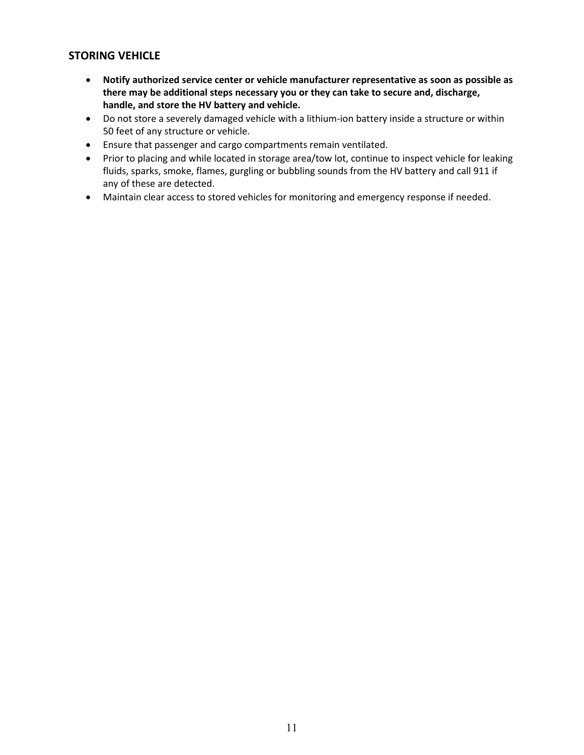## STORING VEHICLE

- **Notify authorized service center or vehicle manufacturer representative as soon as possible as there may be additional steps necessary you or they can take to secure and, discharge, handle, and store the HV battery and vehicle.**
- Do not store a severely damaged vehicle with a lithium-ion battery inside a structure or within 50 feet of any structure or vehicle.
- Ensure that passenger and cargo compartments remain ventilated.
- Prior to placing and while located in storage area/tow lot, continue to inspect vehicle for leaking fluids, sparks, smoke, flames, gurgling or bubbling sounds from the HV battery and call 911 if any of these are detected.
- Maintain clear access to stored vehicles for monitoring and emergency response if needed.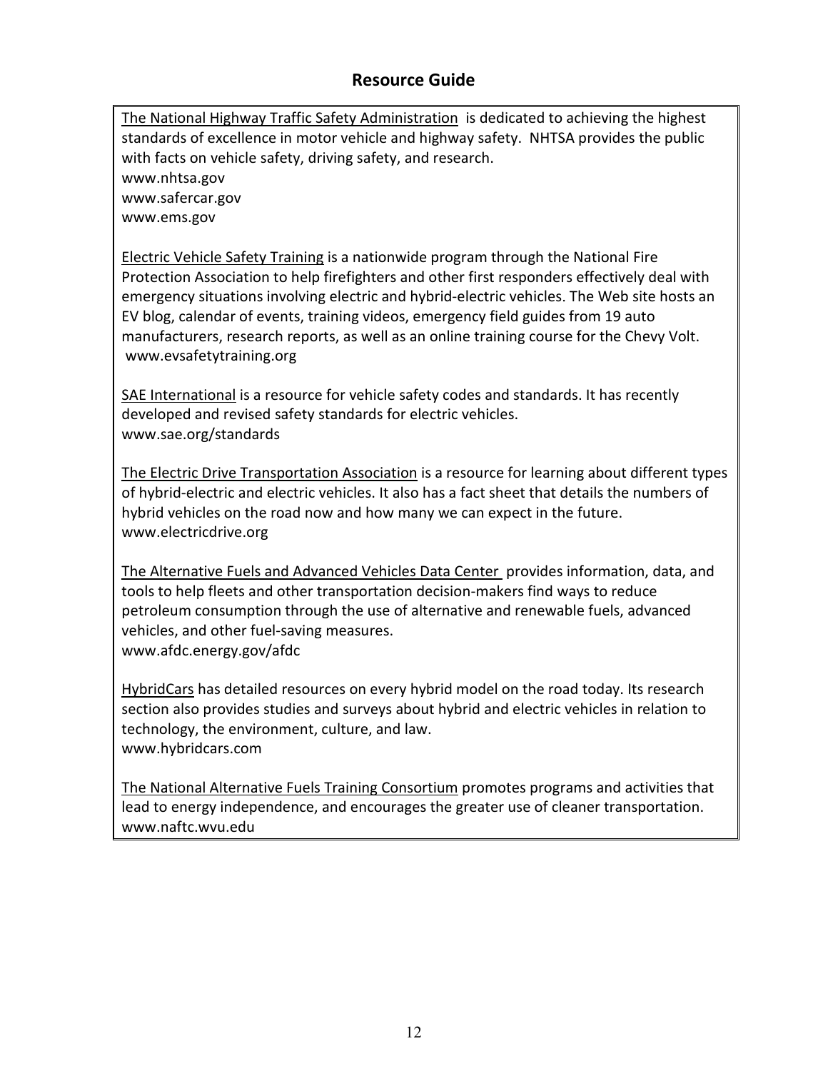## Resource Guide

The National Highway Traffic Safety Administration is dedicated to achieving the highest standards of excellence in motor vehicle and highway safety. NHTSA provides the public with facts on vehicle safety, driving safety, and research.
www.nhtsa.gov
www.safercar.gov
www.ems.gov

Electric Vehicle Safety Training is a nationwide program through the National Fire Protection Association to help firefighters and other first responders effectively deal with emergency situations involving electric and hybrid-electric vehicles. The Web site hosts an EV blog, calendar of events, training videos, emergency field guides from 19 auto manufacturers, research reports, as well as an online training course for the Chevy Volt.
www.evsafetytraining.org

SAE International is a resource for vehicle safety codes and standards. It has recently developed and revised safety standards for electric vehicles.
www.sae.org/standards

The Electric Drive Transportation Association is a resource for learning about different types of hybrid-electric and electric vehicles. It also has a fact sheet that details the numbers of hybrid vehicles on the road now and how many we can expect in the future.
www.electricdrive.org

The Alternative Fuels and Advanced Vehicles Data Center provides information, data, and tools to help fleets and other transportation decision-makers find ways to reduce petroleum consumption through the use of alternative and renewable fuels, advanced vehicles, and other fuel-saving measures.
www.afdc.energy.gov/afdc

HybridCars has detailed resources on every hybrid model on the road today. Its research section also provides studies and surveys about hybrid and electric vehicles in relation to technology, the environment, culture, and law.
www.hybridcars.com

The National Alternative Fuels Training Consortium promotes programs and activities that lead to energy independence, and encourages the greater use of cleaner transportation.
www.naftc.wvu.edu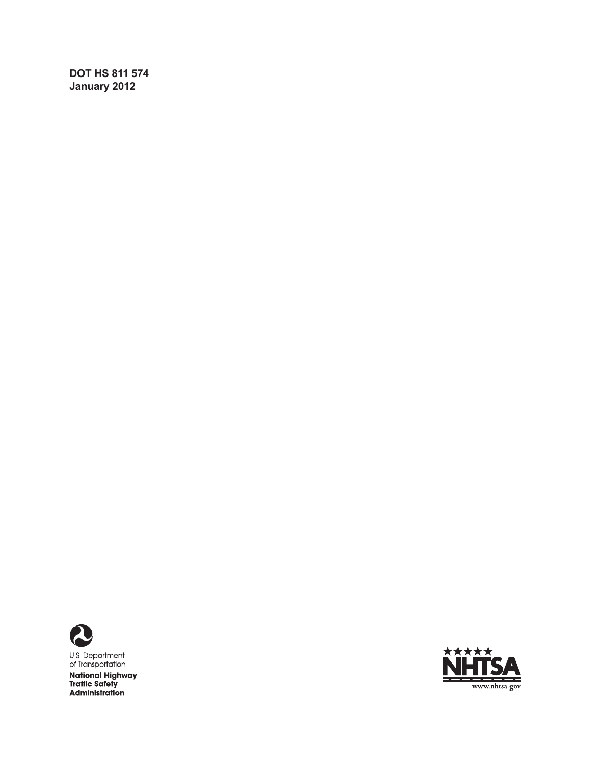**DOT HS 811 574**
**January 2012**

U.S. Department
of Transportation

**National Highway
Traffic Safety
Administration**

NHTSA
www.nhtsa.gov